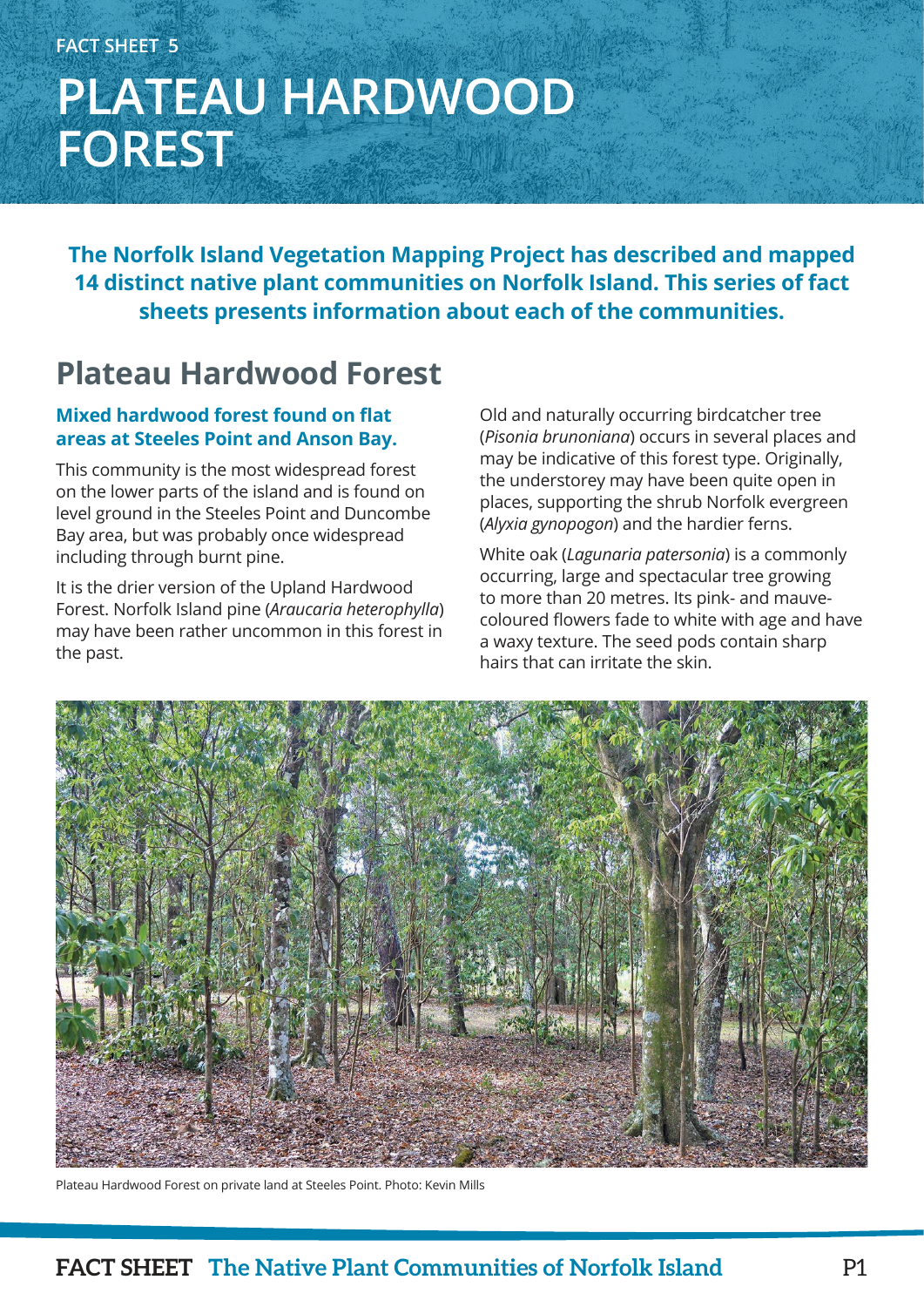FACT SHEET 5

# PLATEAU HARDWOOD FOREST

**The Norfolk Island Vegetation Mapping Project has described and mapped 14 distinct native plant communities on Norfolk Island. This series of fact sheets presents information about each of the communities.**

## Plateau Hardwood Forest

### Mixed hardwood forest found on flat areas at Steeles Point and Anson Bay.

This community is the most widespread forest on the lower parts of the island and is found on level ground in the Steeles Point and Duncombe Bay area, but was probably once widespread including through burnt pine.

It is the drier version of the Upland Hardwood Forest. Norfolk Island pine (*Araucaria heterophylla*) may have been rather uncommon in this forest in the past.

Old and naturally occurring birdcatcher tree (*Pisonia brunoniana*) occurs in several places and may be indicative of this forest type. Originally, the understorey may have been quite open in places, supporting the shrub Norfolk evergreen (*Alyxia gynopogon*) and the hardier ferns.

White oak (*Lagunaria patersonia*) is a commonly occurring, large and spectacular tree growing to more than 20 metres. Its pink- and mauve-coloured flowers fade to white with age and have a waxy texture. The seed pods contain sharp hairs that can irritate the skin.

Plateau Hardwood Forest on private land at Steeles Point. Photo: Kevin Mills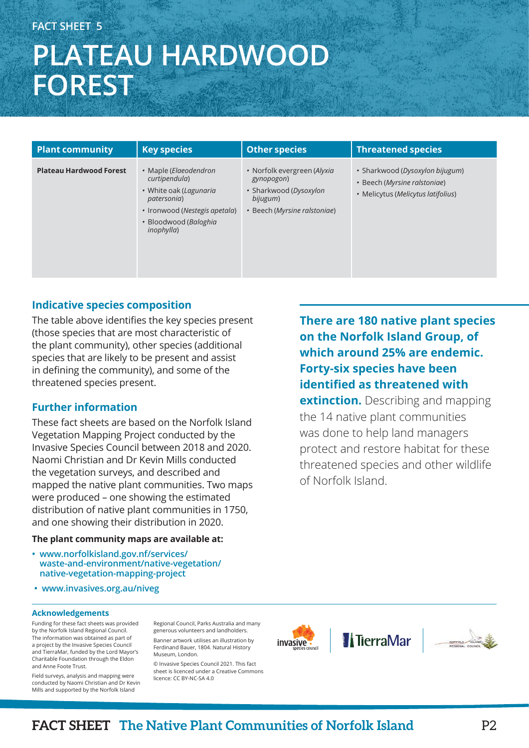FACT SHEET 5

# PLATEAU HARDWOOD FOREST

| Plant community | Key species | Other species | Threatened species |
|---|---|---|---|
| **Plateau Hardwood Forest** | • Maple (*Elaeodendron curtipendula*)<br>• White oak (*Lagunaria patersonia*)<br>• Ironwood (*Nestegis apetala*)<br>• Bloodwood (*Baloghia inophylla*) | • Norfolk evergreen (*Alyxia gynopogon*)<br>• Sharkwood (*Dysoxylon bijugum*)<br>• Beech (*Myrsine ralstoniae*) | • Sharkwood (*Dysoxylon bijugum*)<br>• Beech (*Myrsine ralstoniae*)<br>• Melicytus (*Melicytus latifolius*) |

## Indicative species composition

The table above identifies the key species present (those species that are most characteristic of the plant community), other species (additional species that are likely to be present and assist in defining the community), and some of the threatened species present.

## Further information

These fact sheets are based on the Norfolk Island Vegetation Mapping Project conducted by the Invasive Species Council between 2018 and 2020. Naomi Christian and Dr Kevin Mills conducted the vegetation surveys, and described and mapped the native plant communities. Two maps were produced – one showing the estimated distribution of native plant communities in 1750, and one showing their distribution in 2020.

**The plant community maps are available at:**

- www.norfolkisland.gov.nf/services/waste-and-environment/native-vegetation/native-vegetation-mapping-project
- www.invasives.org.au/niveg

**There are 180 native plant species on the Norfolk Island Group, of which around 25% are endemic. Forty-six species have been identified as threatened with extinction.** Describing and mapping the 14 native plant communities was done to help land managers protect and restore habitat for these threatened species and other wildlife of Norfolk Island.

### Acknowledgements

Funding for these fact sheets was provided by the Norfolk Island Regional Council. The information was obtained as part of a project by the Invasive Species Council and TierraMar, funded by the Lord Mayor's Charitable Foundation through the Eldon and Anne Foote Trust.

Field surveys, analysis and mapping were conducted by Naomi Christian and Dr Kevin Mills and supported by the Norfolk Island Regional Council, Parks Australia and many generous volunteers and landholders.

Banner artwork utilises an illustration by Ferdinand Bauer, 1804. Natural History Museum, London.

© Invasive Species Council 2021. This fact sheet is licenced under a Creative Commons licence: CC BY-NC-SA 4.0